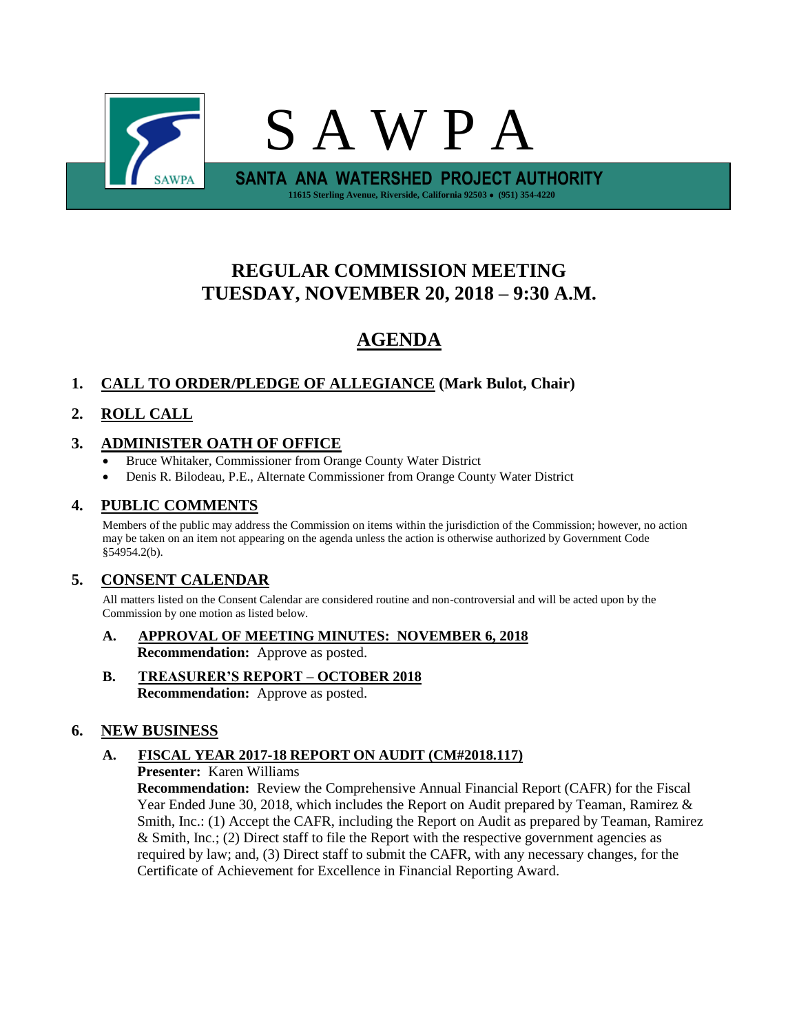# S A W P A

**SANTA ANA WATERSHED PROJECT AUTHORITY**

**11615 Sterling Avenue, Riverside, California 92503 • (951) 354-4220**

## REGULAR COMMISSION MEETING
## TUESDAY, NOVEMBER 20, 2018 – 9:30 A.M.

# AGENDA

**1. CALL TO ORDER/PLEDGE OF ALLEGIANCE (Mark Bulot, Chair)**

**2. ROLL CALL**

**3. ADMINISTER OATH OF OFFICE**

- Bruce Whitaker, Commissioner from Orange County Water District
- Denis R. Bilodeau, P.E., Alternate Commissioner from Orange County Water District

**4. PUBLIC COMMENTS**

Members of the public may address the Commission on items within the jurisdiction of the Commission; however, no action may be taken on an item not appearing on the agenda unless the action is otherwise authorized by Government Code §54954.2(b).

**5. CONSENT CALENDAR**

All matters listed on the Consent Calendar are considered routine and non-controversial and will be acted upon by the Commission by one motion as listed below.

**A. APPROVAL OF MEETING MINUTES: NOVEMBER 6, 2018**
**Recommendation:** Approve as posted.

**B. TREASURER'S REPORT – OCTOBER 2018**
**Recommendation:** Approve as posted.

**6. NEW BUSINESS**

**A. FISCAL YEAR 2017-18 REPORT ON AUDIT (CM#2018.117)**
**Presenter:** Karen Williams
**Recommendation:** Review the Comprehensive Annual Financial Report (CAFR) for the Fiscal Year Ended June 30, 2018, which includes the Report on Audit prepared by Teaman, Ramirez & Smith, Inc.: (1) Accept the CAFR, including the Report on Audit as prepared by Teaman, Ramirez & Smith, Inc.; (2) Direct staff to file the Report with the respective government agencies as required by law; and, (3) Direct staff to submit the CAFR, with any necessary changes, for the Certificate of Achievement for Excellence in Financial Reporting Award.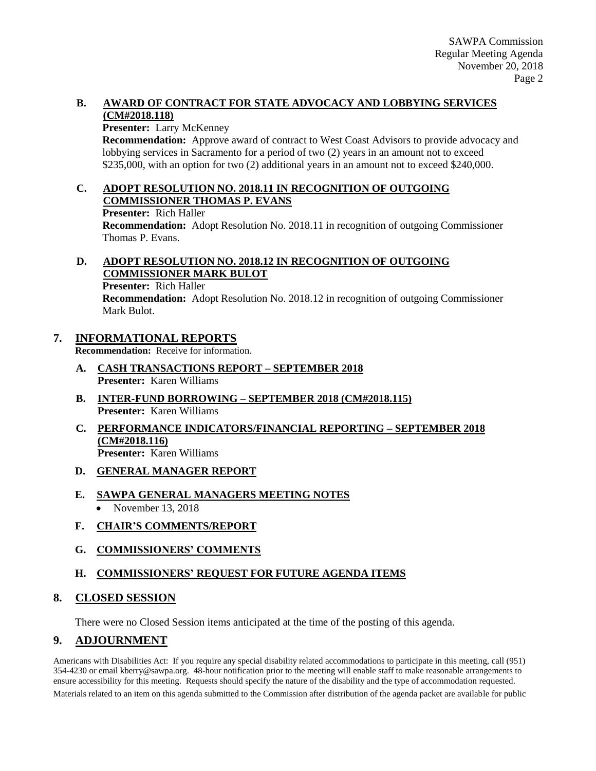**B. AWARD OF CONTRACT FOR STATE ADVOCACY AND LOBBYING SERVICES (CM#2018.118)**

**Presenter:** Larry McKenney

**Recommendation:** Approve award of contract to West Coast Advisors to provide advocacy and lobbying services in Sacramento for a period of two (2) years in an amount not to exceed $235,000, with an option for two (2) additional years in an amount not to exceed $240,000.

**C. ADOPT RESOLUTION NO. 2018.11 IN RECOGNITION OF OUTGOING COMMISSIONER THOMAS P. EVANS**

**Presenter:** Rich Haller

**Recommendation:** Adopt Resolution No. 2018.11 in recognition of outgoing Commissioner Thomas P. Evans.

**D. ADOPT RESOLUTION NO. 2018.12 IN RECOGNITION OF OUTGOING COMMISSIONER MARK BULOT**

**Presenter:** Rich Haller

**Recommendation:** Adopt Resolution No. 2018.12 in recognition of outgoing Commissioner Mark Bulot.

## 7. INFORMATIONAL REPORTS

**Recommendation:** Receive for information.

**A. CASH TRANSACTIONS REPORT – SEPTEMBER 2018**
**Presenter:** Karen Williams

**B. INTER-FUND BORROWING – SEPTEMBER 2018 (CM#2018.115)**
**Presenter:** Karen Williams

**C. PERFORMANCE INDICATORS/FINANCIAL REPORTING – SEPTEMBER 2018 (CM#2018.116)**
**Presenter:** Karen Williams

**D. GENERAL MANAGER REPORT**

**E. SAWPA GENERAL MANAGERS MEETING NOTES**

- November 13, 2018

**F. CHAIR'S COMMENTS/REPORT**

**G. COMMISSIONERS' COMMENTS**

**H. COMMISSIONERS' REQUEST FOR FUTURE AGENDA ITEMS**

## 8. CLOSED SESSION

There were no Closed Session items anticipated at the time of the posting of this agenda.

## 9. ADJOURNMENT

Americans with Disabilities Act: If you require any special disability related accommodations to participate in this meeting, call (951) 354-4230 or email kberry@sawpa.org. 48-hour notification prior to the meeting will enable staff to make reasonable arrangements to ensure accessibility for this meeting. Requests should specify the nature of the disability and the type of accommodation requested.

Materials related to an item on this agenda submitted to the Commission after distribution of the agenda packet are available for public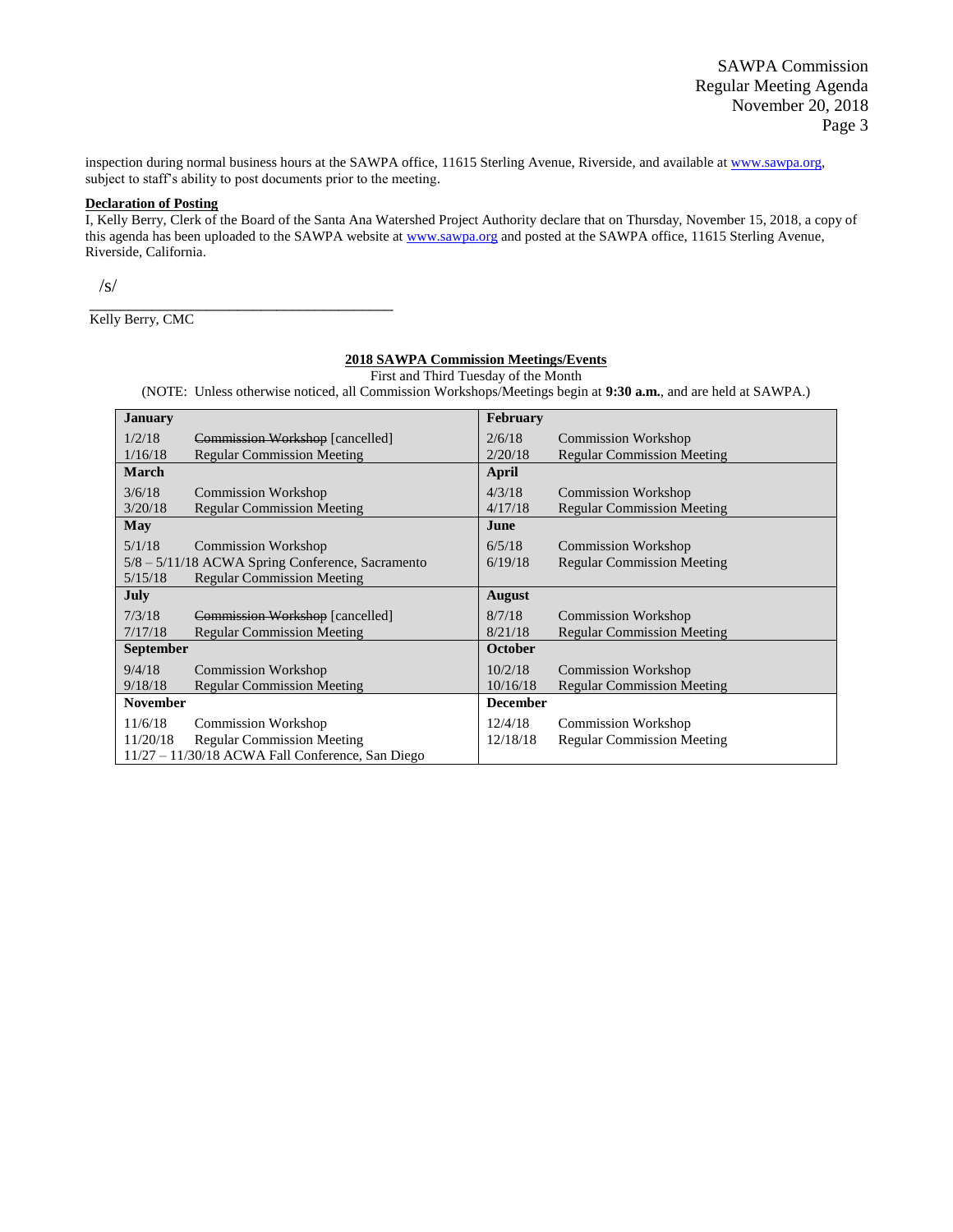inspection during normal business hours at the SAWPA office, 11615 Sterling Avenue, Riverside, and available at www.sawpa.org, subject to staff's ability to post documents prior to the meeting.

**Declaration of Posting**

I, Kelly Berry, Clerk of the Board of the Santa Ana Watershed Project Authority declare that on Thursday, November 15, 2018, a copy of this agenda has been uploaded to the SAWPA website at www.sawpa.org and posted at the SAWPA office, 11615 Sterling Avenue, Riverside, California.

/s/

\_\_\_\_\_\_\_\_\_\_\_\_\_\_\_\_\_\_\_\_\_\_\_\_\_\_\_\_\_\_\_\_\_\_\_\_\_\_\_\_

Kelly Berry, CMC

**2018 SAWPA Commission Meetings/Events**

First and Third Tuesday of the Month

(NOTE: Unless otherwise noticed, all Commission Workshops/Meetings begin at **9:30 a.m.**, and are held at SAWPA.)

| **January** | **February** |
|---|---|
| 1/2/18 ~~Commission Workshop~~ [cancelled]<br>1/16/18 Regular Commission Meeting | 2/6/18 Commission Workshop<br>2/20/18 Regular Commission Meeting |
| **March** | **April** |
| 3/6/18 Commission Workshop<br>3/20/18 Regular Commission Meeting | 4/3/18 Commission Workshop<br>4/17/18 Regular Commission Meeting |
| **May** | **June** |
| 5/1/18 Commission Workshop<br>5/8 – 5/11/18 ACWA Spring Conference, Sacramento<br>5/15/18 Regular Commission Meeting | 6/5/18 Commission Workshop<br>6/19/18 Regular Commission Meeting |
| **July** | **August** |
| 7/3/18 ~~Commission Workshop~~ [cancelled]<br>7/17/18 Regular Commission Meeting | 8/7/18 Commission Workshop<br>8/21/18 Regular Commission Meeting |
| **September** | **October** |
| 9/4/18 Commission Workshop<br>9/18/18 Regular Commission Meeting | 10/2/18 Commission Workshop<br>10/16/18 Regular Commission Meeting |
| **November** | **December** |
| 11/6/18 Commission Workshop<br>11/20/18 Regular Commission Meeting<br>11/27 – 11/30/18 ACWA Fall Conference, San Diego | 12/4/18 Commission Workshop<br>12/18/18 Regular Commission Meeting |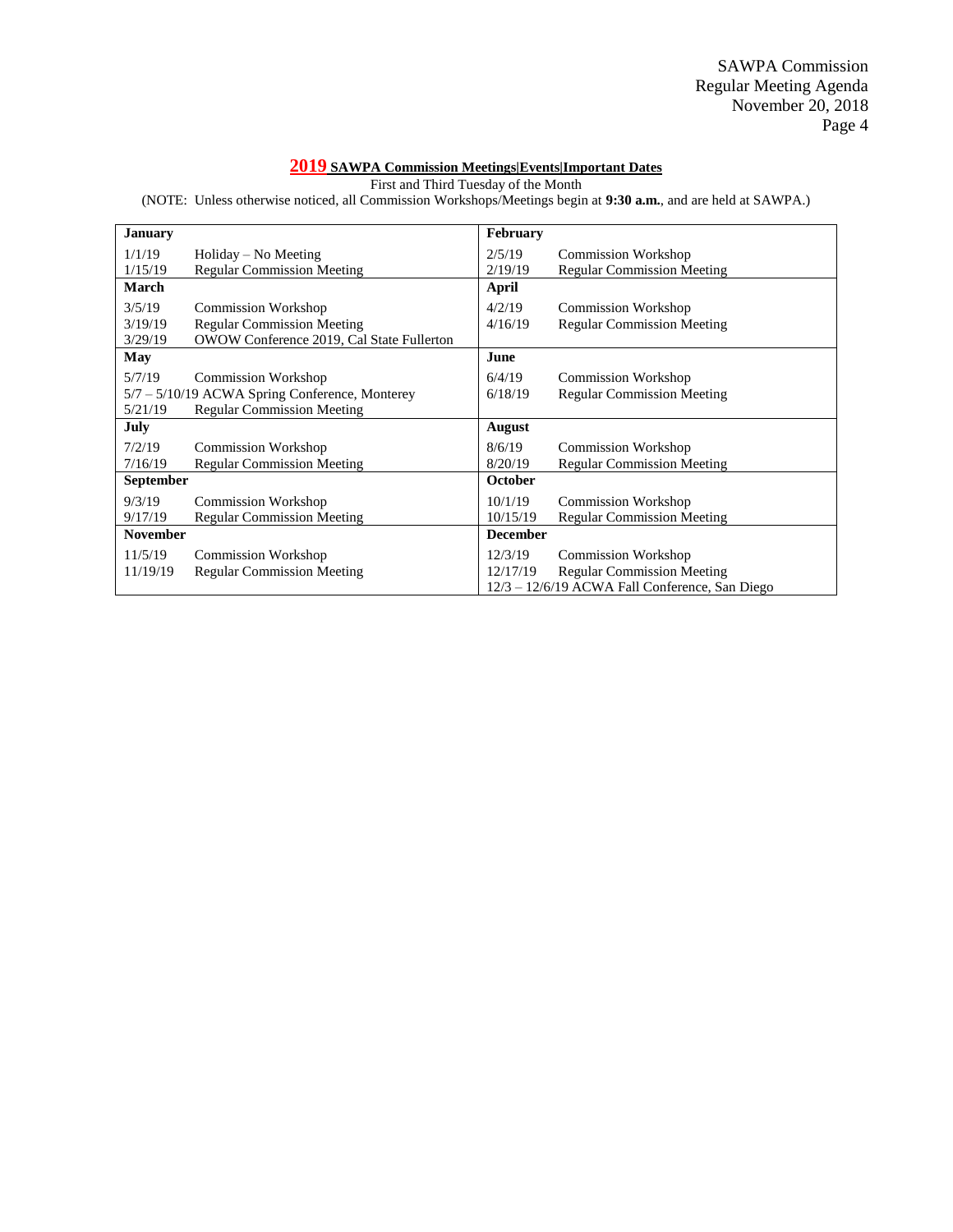## 2019 SAWPA Commission Meetings|Events|Important Dates

First and Third Tuesday of the Month

(NOTE: Unless otherwise noticed, all Commission Workshops/Meetings begin at **9:30 a.m.**, and are held at SAWPA.)

| **January** | **February** |
|---|---|
| 1/1/19 Holiday – No Meeting<br>1/15/19 Regular Commission Meeting | 2/5/19 Commission Workshop<br>2/19/19 Regular Commission Meeting |
| **March** | **April** |
| 3/5/19 Commission Workshop<br>3/19/19 Regular Commission Meeting<br>3/29/19 OWOW Conference 2019, Cal State Fullerton | 4/2/19 Commission Workshop<br>4/16/19 Regular Commission Meeting |
| **May** | **June** |
| 5/7/19 Commission Workshop<br>5/7 – 5/10/19 ACWA Spring Conference, Monterey<br>5/21/19 Regular Commission Meeting | 6/4/19 Commission Workshop<br>6/18/19 Regular Commission Meeting |
| **July** | **August** |
| 7/2/19 Commission Workshop<br>7/16/19 Regular Commission Meeting | 8/6/19 Commission Workshop<br>8/20/19 Regular Commission Meeting |
| **September** | **October** |
| 9/3/19 Commission Workshop<br>9/17/19 Regular Commission Meeting | 10/1/19 Commission Workshop<br>10/15/19 Regular Commission Meeting |
| **November** | **December** |
| 11/5/19 Commission Workshop<br>11/19/19 Regular Commission Meeting | 12/3/19 Commission Workshop<br>12/17/19 Regular Commission Meeting<br>12/3 – 12/6/19 ACWA Fall Conference, San Diego |